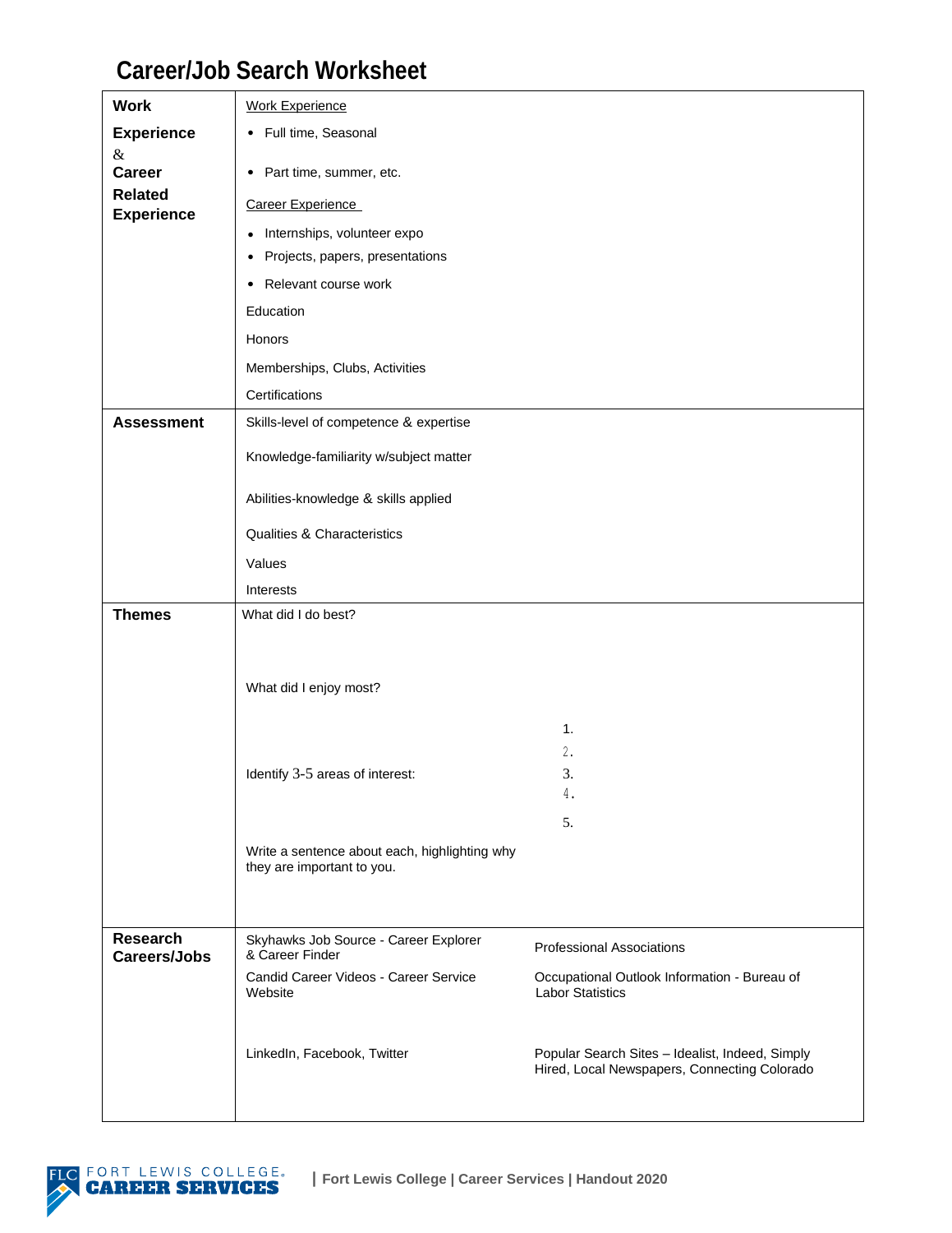# Career/Job Search Worksheet

| | | |
|---|---|---|
| **Work Experience & Career Related Experience** | <u>Work Experience</u><br>• Full time, Seasonal<br>• Part time, summer, etc.<br><u>Career Experience</u><br>• Internships, volunteer expo<br>• Projects, papers, presentations<br>• Relevant course work<br>Education<br>Honors<br>Memberships, Clubs, Activities<br>Certifications | |
| **Assessment** | Skills-level of competence & expertise<br>Knowledge-familiarity w/subject matter<br>Abilities-knowledge & skills applied<br>Qualities & Characteristics<br>Values<br>Interests | |
| **Themes** | What did I do best?<br>What did I enjoy most?<br>Identify 3-5 areas of interest:<br>Write a sentence about each, highlighting why they are important to you. | 1.<br>2.<br>3.<br>4.<br>5. |
| **Research Careers/Jobs** | Skyhawks Job Source - Career Explorer & Career Finder<br>Candid Career Videos - Career Service Website<br>LinkedIn, Facebook, Twitter | Professional Associations<br>Occupational Outlook Information - Bureau of Labor Statistics<br>Popular Search Sites – Idealist, Indeed, Simply Hired, Local Newspapers, Connecting Colorado |

FLC FORT LEWIS COLLEGE CAREER SERVICES | Fort Lewis College | Career Services | Handout 2020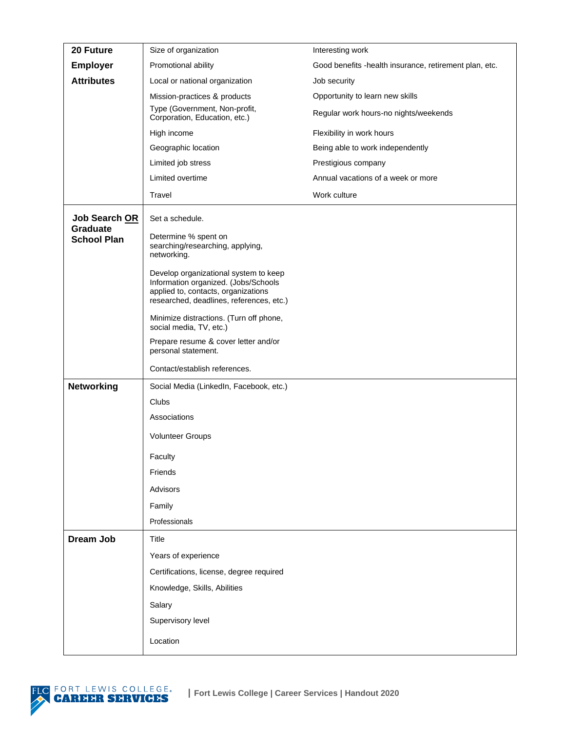| | | |
|---|---|---|
| **20 Future Employer Attributes** | Size of organization | Interesting work |
| | Promotional ability | Good benefits -health insurance, retirement plan, etc. |
| | Local or national organization | Job security |
| | Mission-practices & products | Opportunity to learn new skills |
| | Type (Government, Non-profit, Corporation, Education, etc.) | Regular work hours-no nights/weekends |
| | High income | Flexibility in work hours |
| | Geographic location | Being able to work independently |
| | Limited job stress | Prestigious company |
| | Limited overtime | Annual vacations of a week or more |
| | Travel | Work culture |
| **Job Search <u>OR</u> Graduate School Plan** | Set a schedule. | |
| | Determine % spent on searching/researching, applying, networking. | |
| | Develop organizational system to keep Information organized. (Jobs/Schools applied to, contacts, organizations researched, deadlines, references, etc.) | |
| | Minimize distractions. (Turn off phone, social media, TV, etc.) | |
| | Prepare resume & cover letter and/or personal statement. | |
| | Contact/establish references. | |
| **Networking** | Social Media (LinkedIn, Facebook, etc.) | |
| | Clubs | |
| | Associations | |
| | Volunteer Groups | |
| | Faculty | |
| | Friends | |
| | Advisors | |
| | Family | |
| | Professionals | |
| **Dream Job** | Title | |
| | Years of experience | |
| | Certifications, license, degree required | |
| | Knowledge, Skills, Abilities | |
| | Salary | |
| | Supervisory level | |
| | Location | |